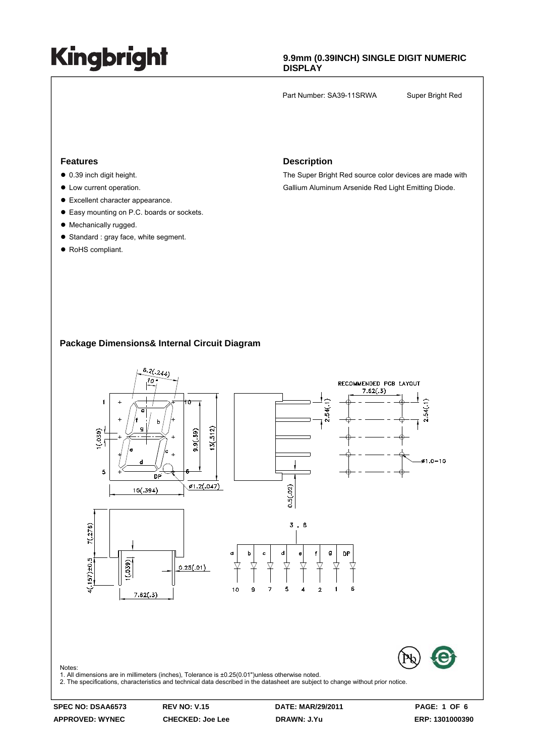# Kingbright

**9.9mm (0.39INCH) SINGLE DIGIT NUMERIC DISPLAY**

Part Number: SA39-11SRWA    Super Bright Red

## Features

- 0.39 inch digit height.
- Low current operation.
- Excellent character appearance.
- Easy mounting on P.C. boards or sockets.
- Mechanically rugged.
- Standard : gray face, white segment.
- RoHS compliant.

## Description

The Super Bright Red source color devices are made with Gallium Aluminum Arsenide Red Light Emitting Diode.

## Package Dimensions& Internal Circuit Diagram

Notes:
1. All dimensions are in millimeters (inches), Tolerance is ±0.25(0.01")unless otherwise noted.
2. The specifications, characteristics and technical data described in the datasheet are subject to change without prior notice.

**SPEC NO: DSAA6573** **REV NO: V.15** **DATE: MAR/29/2011**
**APPROVED: WYNEC** **CHECKED: Joe Lee** **DRAWN: J.Yu** **ERP: 1301000390**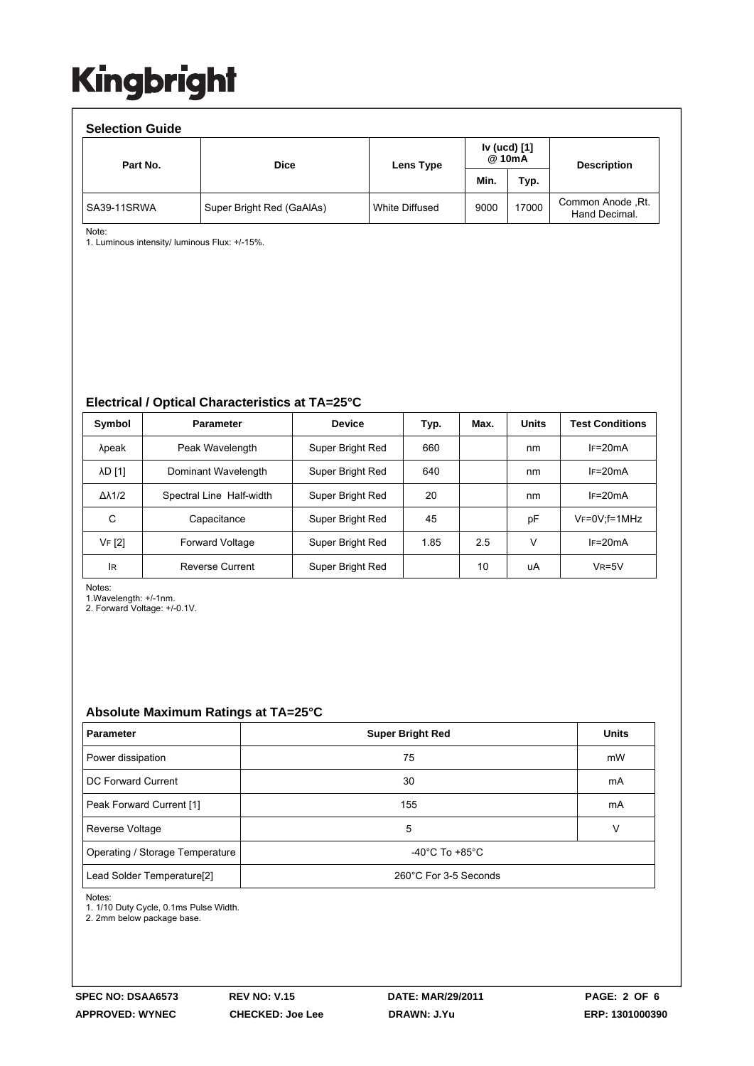# Kingbright

## Selection Guide

| Part No. | Dice | Lens Type | Iv (ucd) [1] @ 10mA | | Description |
|---|---|---|---|---|---|
| | | | Min. | Typ. | |
| SA39-11SRWA | Super Bright Red (GaAlAs) | White Diffused | 9000 | 17000 | Common Anode ,Rt. Hand Decimal. |

Note:
1. Luminous intensity/ luminous Flux: +/-15%.

## Electrical / Optical Characteristics at TA=25°C

| Symbol | Parameter | Device | Typ. | Max. | Units | Test Conditions |
|---|---|---|---|---|---|---|
| λpeak | Peak Wavelength | Super Bright Red | 660 | | nm | $I_F$=20mA |
| λD [1] | Dominant Wavelength | Super Bright Red | 640 | | nm | $I_F$=20mA |
| Δλ1/2 | Spectral Line Half-width | Super Bright Red | 20 | | nm | $I_F$=20mA |
| C | Capacitance | Super Bright Red | 45 | | pF | $V_F$=0V;f=1MHz |
| $V_F$ [2] | Forward Voltage | Super Bright Red | 1.85 | 2.5 | V | $I_F$=20mA |
| $I_R$ | Reverse Current | Super Bright Red | | 10 | uA | $V_R$=5V |

Notes:
1.Wavelength: +/-1nm.
2. Forward Voltage: +/-0.1V.

## Absolute Maximum Ratings at TA=25°C

| Parameter | Super Bright Red | Units |
|---|---|---|
| Power dissipation | 75 | mW |
| DC Forward Current | 30 | mA |
| Peak Forward Current [1] | 155 | mA |
| Reverse Voltage | 5 | V |
| Operating / Storage Temperature | -40°C To +85°C | |
| Lead Solder Temperature[2] | 260°C For 3-5 Seconds | |

Notes:
1. 1/10 Duty Cycle, 0.1ms Pulse Width.
2. 2mm below package base.

SPEC NO: DSAA6573 REV NO: V.15 DATE: MAR/29/2011
APPROVED: WYNEC CHECKED: Joe Lee DRAWN: J.Yu ERP: 1301000390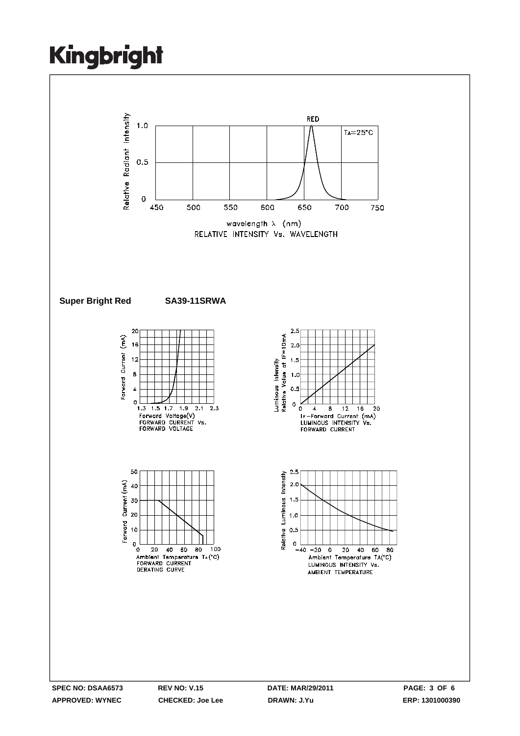Relative Radiant Intensity

1.0

0.5

0

450 500 550 600 650 700 750

RED

$T_A$=25°C

wavelength λ (nm)

RELATIVE INTENSITY Vs. WAVELENGTH

**Super Bright Red** **SA39-11SRWA**

Forward Current (mA)

Forward Voltage(V)

FORWARD CURRENT Vs. FORWARD VOLTAGE

Luminous Intensity Relative Value at IF=10mA

$I_F$–Forward Current (mA)

LUMINOUS INTENSITY Vs. FORWARD CURRENT

Forward Current (mA)

Ambient Temperature $T_A$(°C)

FORWARD CURRENT DERATING CURVE

Relative Luminous Intensity

Ambient Temperature TA(°C)

LUMINOUS INTENSITY Vs. AMBIENT TEMPERATURE

SPEC NO: DSAA6573 REV NO: V.15 DATE: MAR/29/2011

APPROVED: WYNEC CHECKED: Joe Lee DRAWN: J.Yu ERP: 1301000390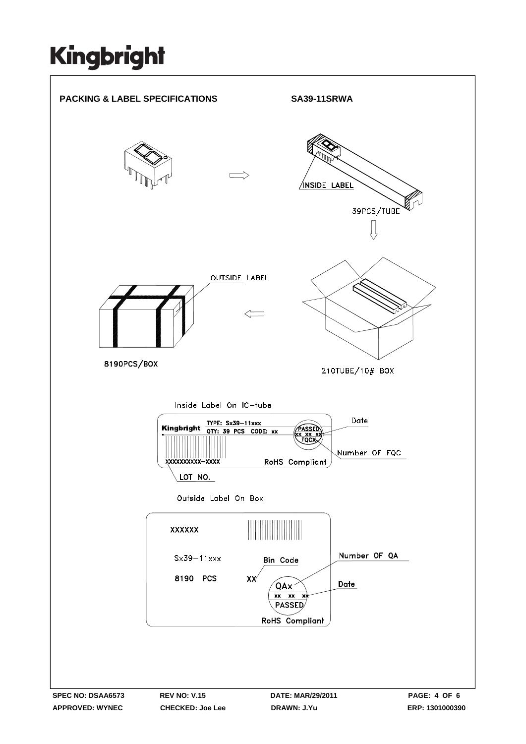# Kingbright

## PACKING & LABEL SPECIFICATIONS

**SA39-11SRWA**

INSIDE LABEL

39PCS/TUBE

OUTSIDE LABEL

8190PCS/BOX

210TUBE/10# BOX

Inside Label On IC-tube

Kingbright TYPE: Sx39-11xxx
QTY: 39 PCS CODE: xx

PASSED
xx xx xx
FQCX

Date

Number OF FQC

XXXXXXXXXX-XXXX

RoHS Compliant

LOT NO.

Outside Label On Box

XXXXXX

Sx39-11xxx

Bin Code

Number OF QA

8190 PCS

XX

QAx
xx xx xx
PASSED

Date

RoHS Compliant

SPEC NO: DSAA6573 REV NO: V.15 DATE: MAR/29/2011
APPROVED: WYNEC CHECKED: Joe Lee DRAWN: J.Yu ERP: 1301000390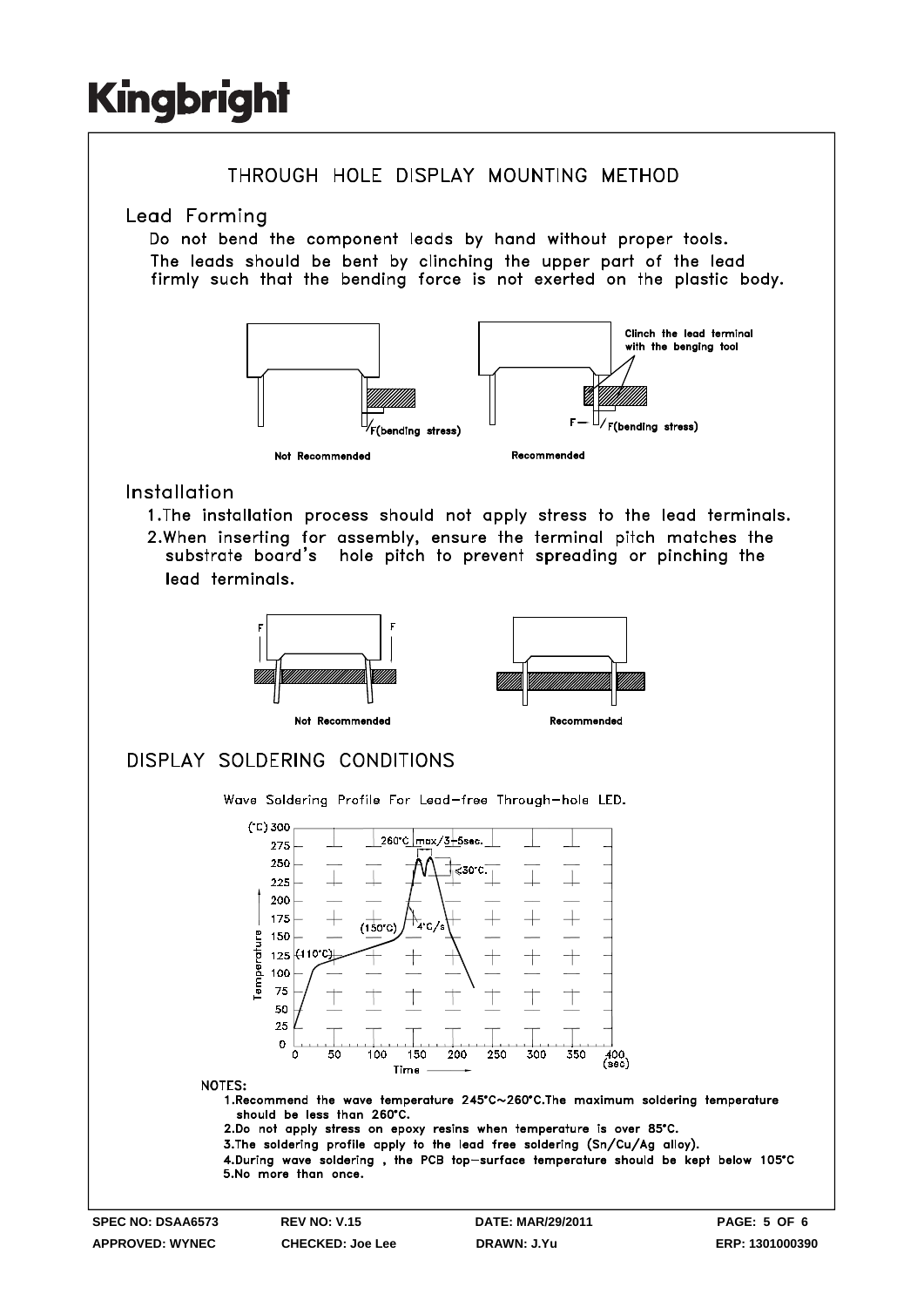# THROUGH HOLE DISPLAY MOUNTING METHOD

## Lead Forming

Do not bend the component leads by hand without proper tools.
The leads should be bent by clinching the upper part of the lead firmly such that the bending force is not exerted on the plastic body.

Clinch the lead terminal with the benging tool

F(bending stress)

Not Recommended

Recommended

## Installation

1. The installation process should not apply stress to the lead terminals.
2. When inserting for assembly, ensure the terminal pitch matches the substrate board's hole pitch to prevent spreading or pinching the lead terminals.

Not Recommended

Recommended

# DISPLAY SOLDERING CONDITIONS

Wave Soldering Profile For Lead-free Through-hole LED.

NOTES:

1. Recommend the wave temperature 245°C~260°C. The maximum soldering temperature should be less than 260°C.
2. Do not apply stress on epoxy resins when temperature is over 85°C.
3. The soldering profile apply to the lead free soldering (Sn/Cu/Ag alloy).
4. During wave soldering, the PCB top-surface temperature should be kept below 105°C
5. No more than once.

SPEC NO: DSAA6573 | REV NO: V.15 | DATE: MAR/29/2011
APPROVED: WYNEC | CHECKED: Joe Lee | DRAWN: J.Yu | ERP: 1301000390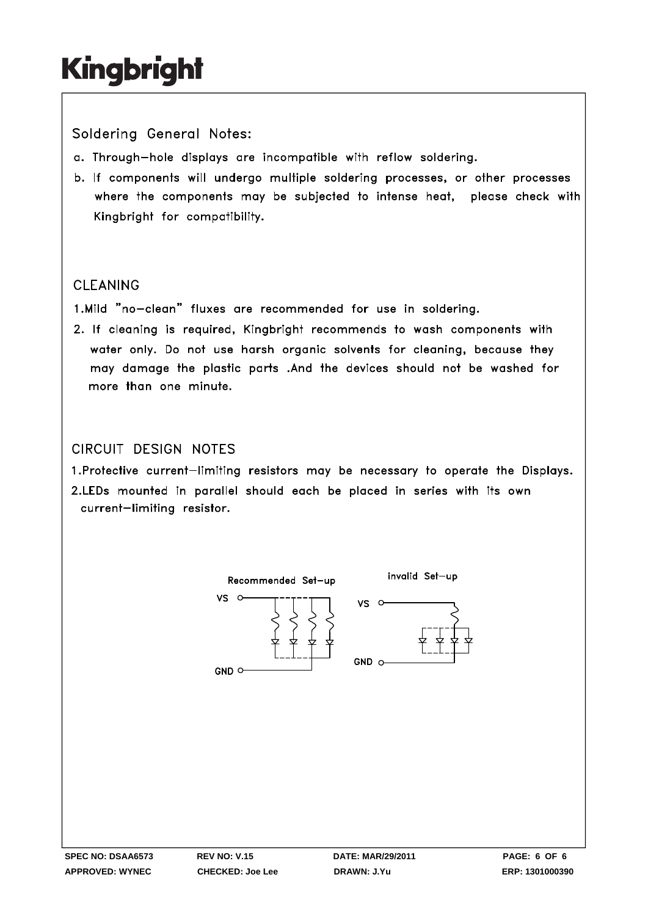## Soldering General Notes:

a. Through-hole displays are incompatible with reflow soldering.

b. If components will undergo multiple soldering processes, or other processes where the components may be subjected to intense heat, please check with Kingbright for compatibility.

## CLEANING

1. Mild "no-clean" fluxes are recommended for use in soldering.
2. If cleaning is required, Kingbright recommends to wash components with water only. Do not use harsh organic solvents for cleaning, because they may damage the plastic parts .And the devices should not be washed for more than one minute.

## CIRCUIT DESIGN NOTES

1. Protective current-limiting resistors may be necessary to operate the Displays.
2. LEDs mounted in parallel should each be placed in series with its own current-limiting resistor.

Recommended Set-up

VS

GND

invalid Set-up

VS

GND

**SPEC NO: DSAA6573** **REV NO: V.15** **DATE: MAR/29/2011**
**APPROVED: WYNEC** **CHECKED: Joe Lee** **DRAWN: J.Yu** **ERP: 1301000390**